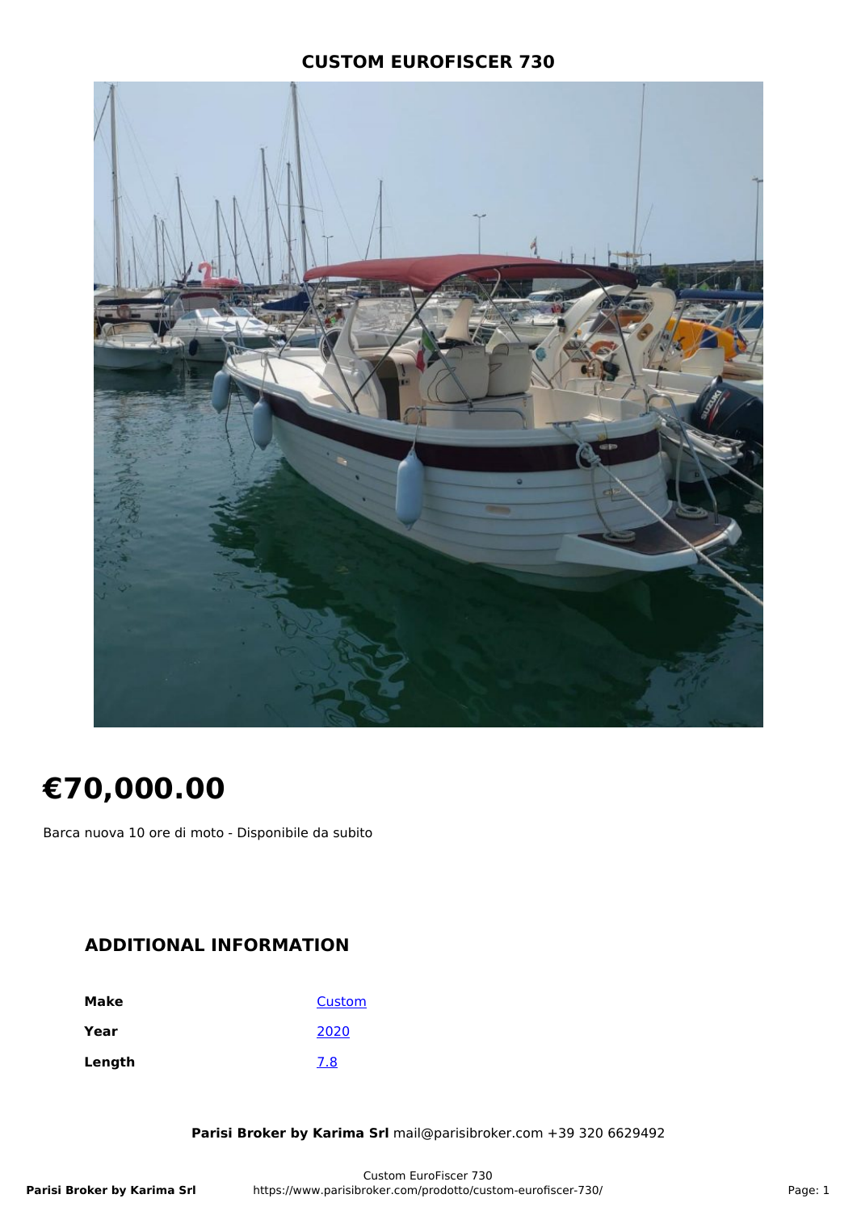# CUSTOM EUROFISCER 730

# €70,000.00

Barca nuova 10 ore di moto - Disponibile da subito

## ADDITIONAL INFORMATION

| | |
|---|---|
| **Make** | Custom |
| **Year** | 2020 |
| **Length** | 7.8 |

**Parisi Broker by Karima Srl** mail@parisibroker.com +39 320 6629492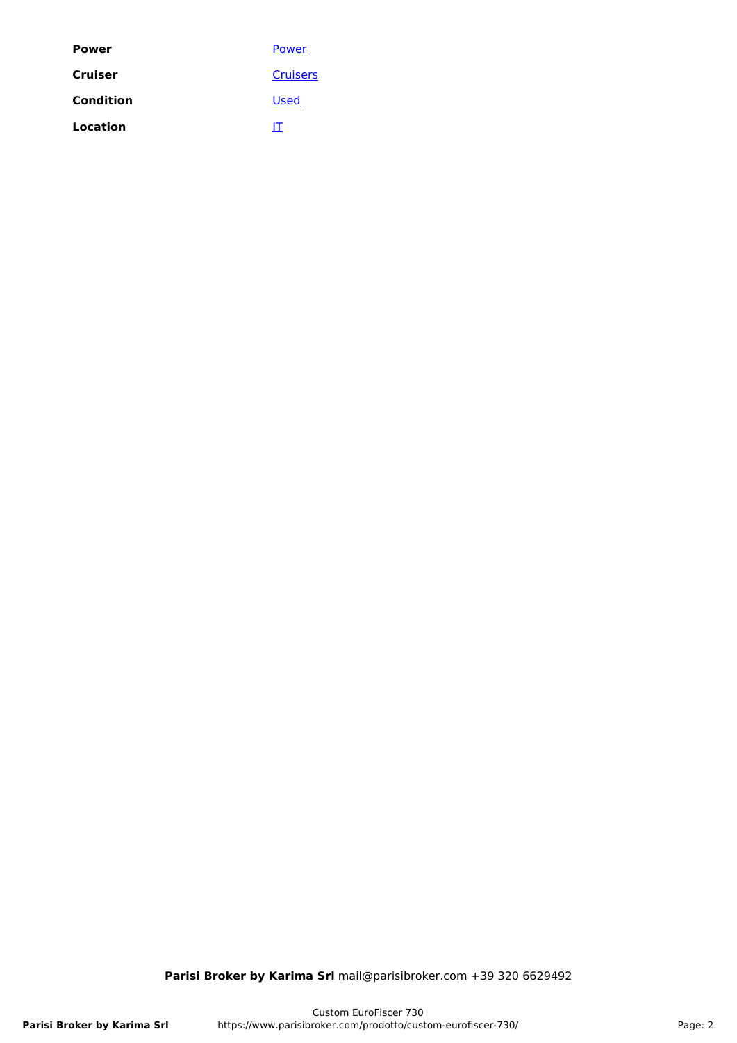| | |
|---|---|
| **Power** | Power |
| **Cruiser** | Cruisers |
| **Condition** | Used |
| **Location** | IT |

**Parisi Broker by Karima Srl** mail@parisibroker.com +39 320 6629492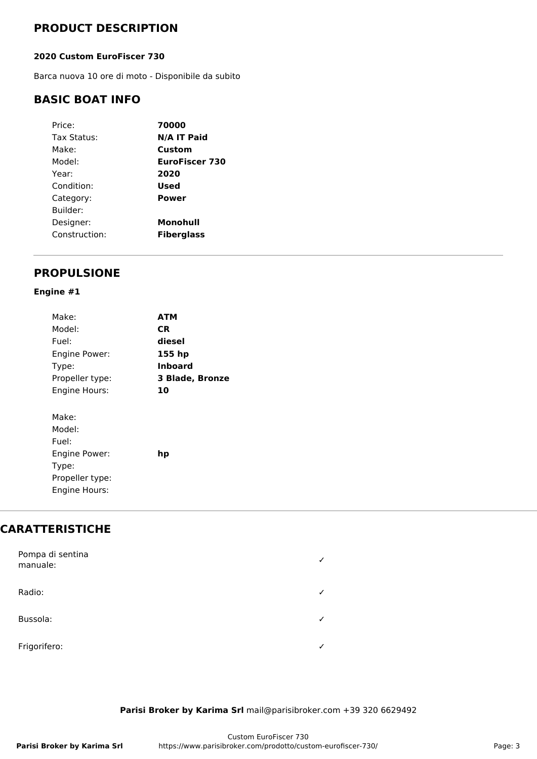## PRODUCT DESCRIPTION

**2020 Custom EuroFiscer 730**

Barca nuova 10 ore di moto - Disponibile da subito

## BASIC BOAT INFO

| | |
|---|---|
| Price: | **70000** |
| Tax Status: | **N/A IT Paid** |
| Make: | **Custom** |
| Model: | **EuroFiscer 730** |
| Year: | **2020** |
| Condition: | **Used** |
| Category: | **Power** |
| Builder: | |
| Designer: | **Monohull** |
| Construction: | **Fiberglass** |

## PROPULSIONE

**Engine #1**

| | |
|---|---|
| Make: | **ATM** |
| Model: | **CR** |
| Fuel: | **diesel** |
| Engine Power: | **155 hp** |
| Type: | **Inboard** |
| Propeller type: | **3 Blade, Bronze** |
| Engine Hours: | **10** |

| | |
|---|---|
| Make: | |
| Model: | |
| Fuel: | |
| Engine Power: | **hp** |
| Type: | |
| Propeller type: | |
| Engine Hours: | |

## CARATTERISTICHE

| | |
|---|---|
| Pompa di sentina manuale: | ✓ |
| Radio: | ✓ |
| Bussola: | ✓ |
| Frigorifero: | ✓ |

**Parisi Broker by Karima Srl** mail@parisibroker.com +39 320 6629492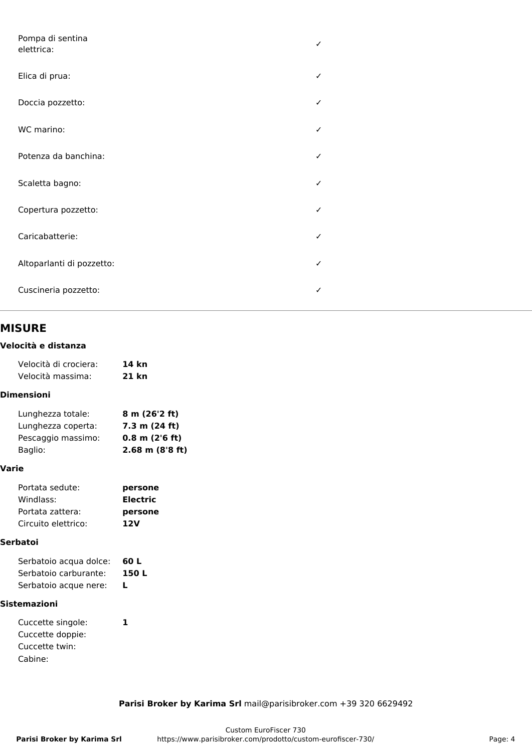| | |
|---|---|
| Pompa di sentina elettrica: | ✓ |
| Elica di prua: | ✓ |
| Doccia pozzetto: | ✓ |
| WC marino: | ✓ |
| Potenza da banchina: | ✓ |
| Scaletta bagno: | ✓ |
| Copertura pozzetto: | ✓ |
| Caricabatterie: | ✓ |
| Altoparlanti di pozzetto: | ✓ |
| Cuscineria pozzetto: | ✓ |

## MISURE

### Velocità e distanza

| | |
|---|---|
| Velocità di crociera: | **14 kn** |
| Velocità massima: | **21 kn** |

### Dimensioni

| | |
|---|---|
| Lunghezza totale: | **8 m (26'2 ft)** |
| Lunghezza coperta: | **7.3 m (24 ft)** |
| Pescaggio massimo: | **0.8 m (2'6 ft)** |
| Baglio: | **2.68 m (8'8 ft)** |

### Varie

| | |
|---|---|
| Portata sedute: | **persone** |
| Windlass: | **Electric** |
| Portata zattera: | **persone** |
| Circuito elettrico: | **12V** |

### Serbatoi

| | |
|---|---|
| Serbatoio acqua dolce: | **60 L** |
| Serbatoio carburante: | **150 L** |
| Serbatoio acque nere: | **L** |

### Sistemazioni

| | |
|---|---|
| Cuccette singole: | **1** |
| Cuccette doppie: | |
| Cuccette twin: | |
| Cabine: | |

**Parisi Broker by Karima Srl** mail@parisibroker.com +39 320 6629492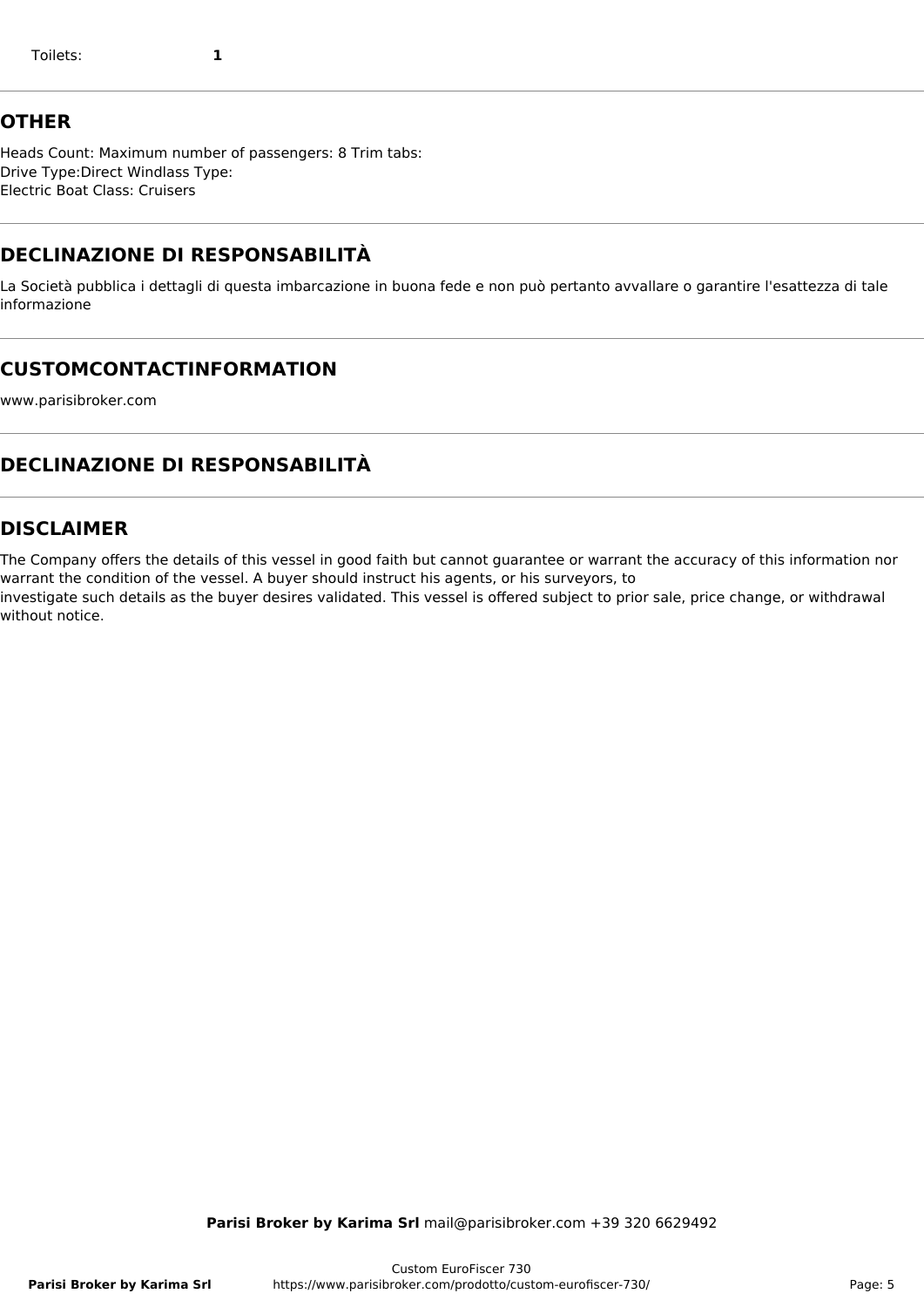| Toilets: | 1 |
| --- | --- |

## OTHER

Heads Count: Maximum number of passengers: 8 Trim tabs:
Drive Type:Direct Windlass Type:
Electric Boat Class: Cruisers

## DECLINAZIONE DI RESPONSABILITÀ

La Società pubblica i dettagli di questa imbarcazione in buona fede e non può pertanto avvallare o garantire l'esattezza di tale informazione

## CUSTOMCONTACTINFORMATION

www.parisibroker.com

## DECLINAZIONE DI RESPONSABILITÀ

## DISCLAIMER

The Company offers the details of this vessel in good faith but cannot guarantee or warrant the accuracy of this information nor warrant the condition of the vessel. A buyer should instruct his agents, or his surveyors, to
investigate such details as the buyer desires validated. This vessel is offered subject to prior sale, price change, or withdrawal without notice.

**Parisi Broker by Karima Srl** mail@parisibroker.com +39 320 6629492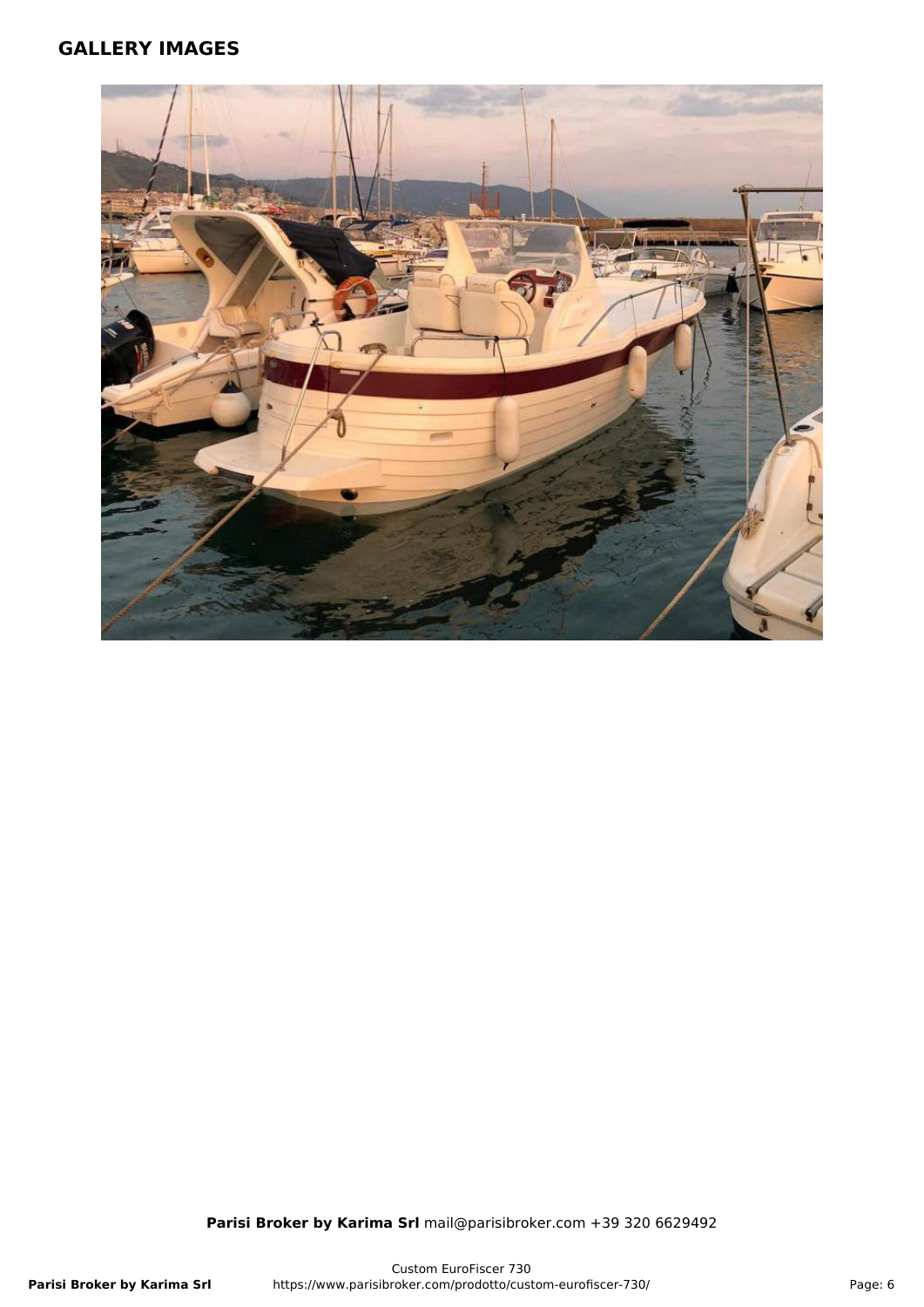## GALLERY IMAGES

**Parisi Broker by Karima Srl** mail@parisibroker.com +39 320 6629492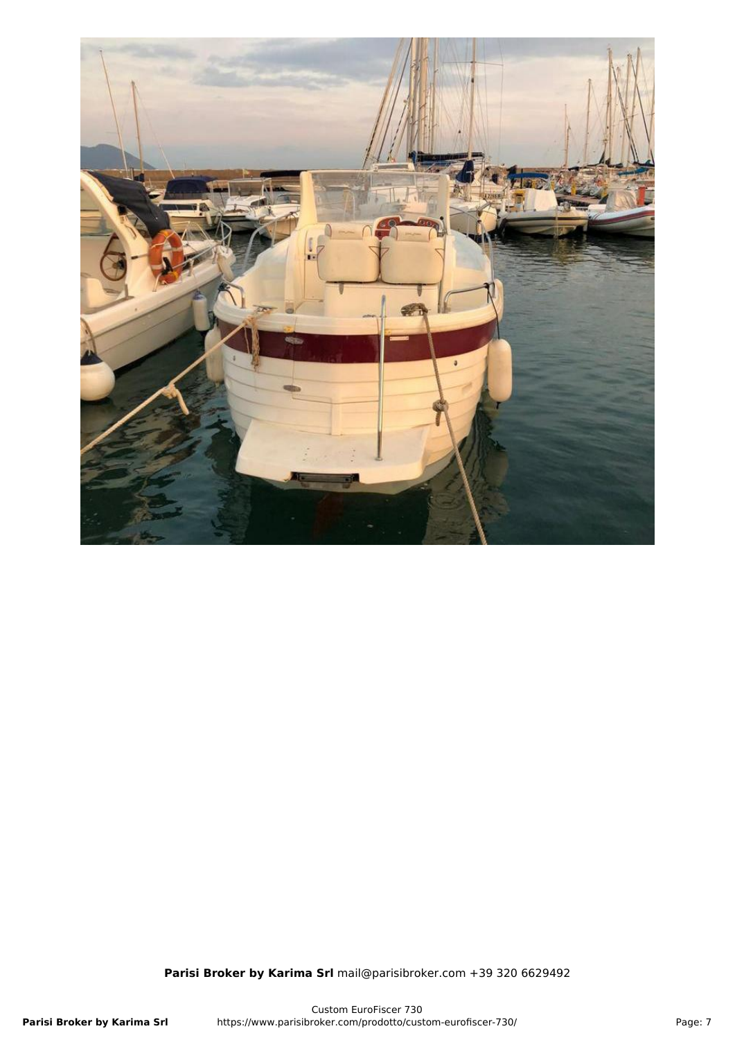**Parisi Broker by Karima Srl** mail@parisibroker.com +39 320 6629492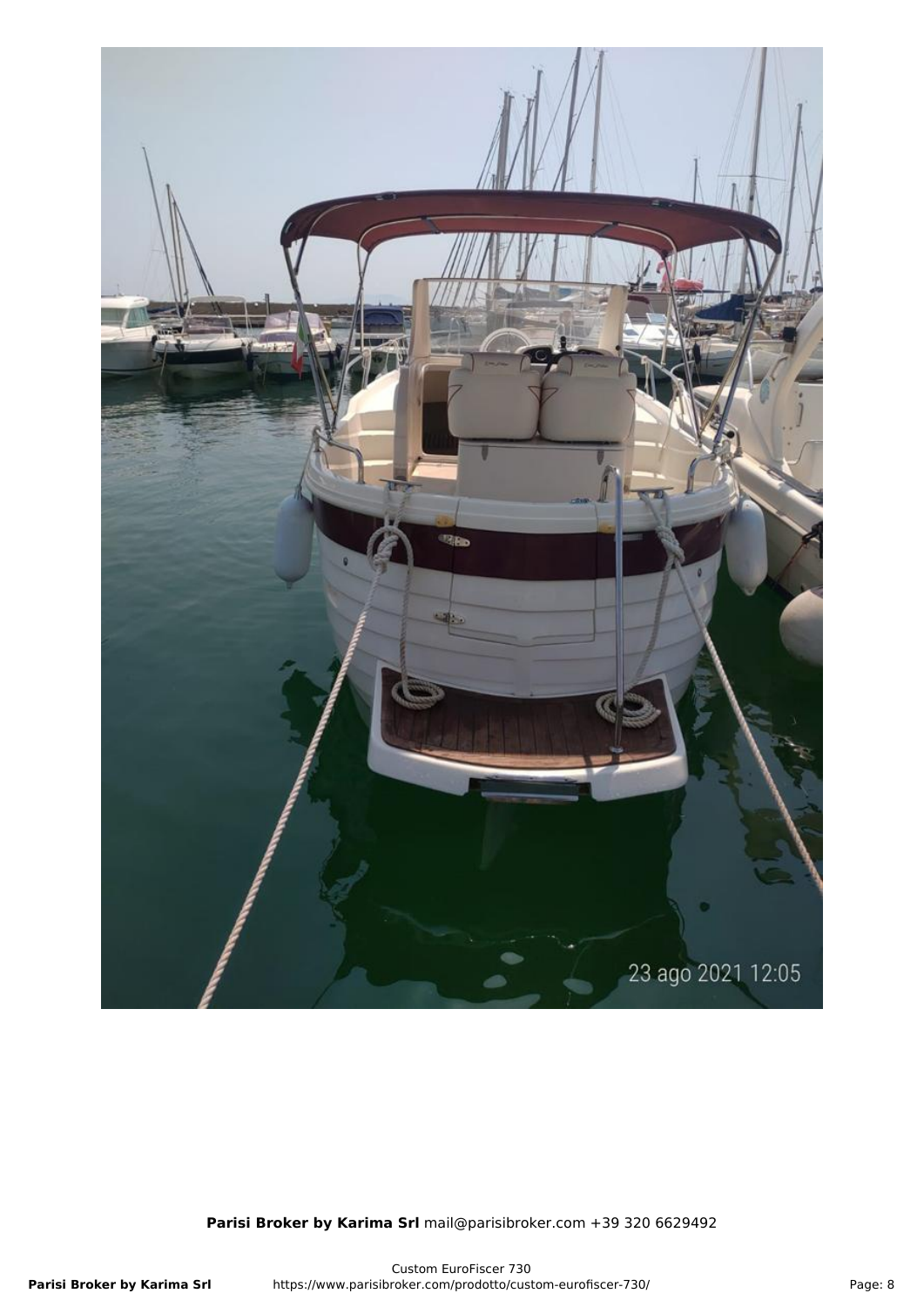**Parisi Broker by Karima Srl** mail@parisibroker.com +39 320 6629492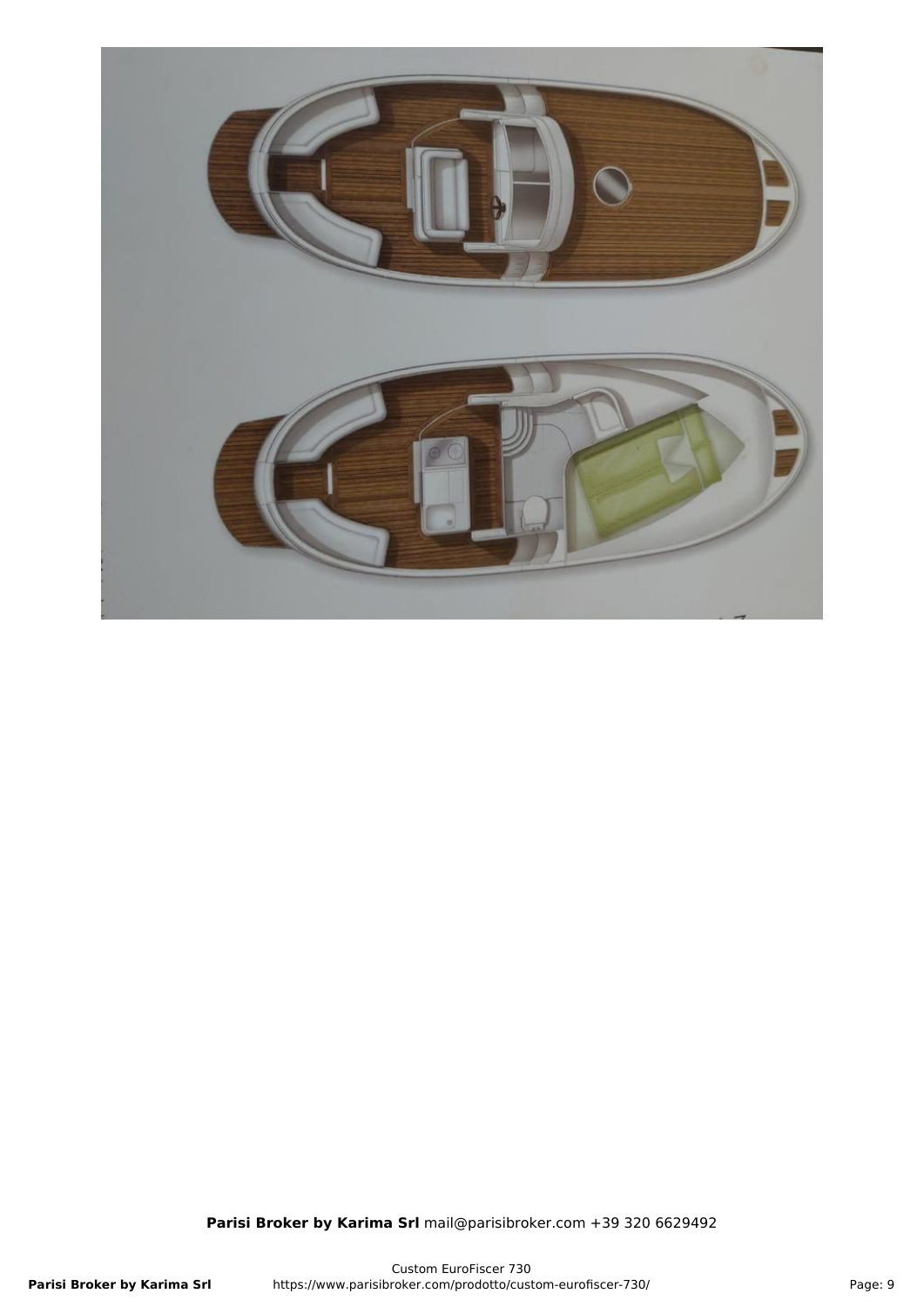**Parisi Broker by Karima Srl** mail@parisibroker.com +39 320 6629492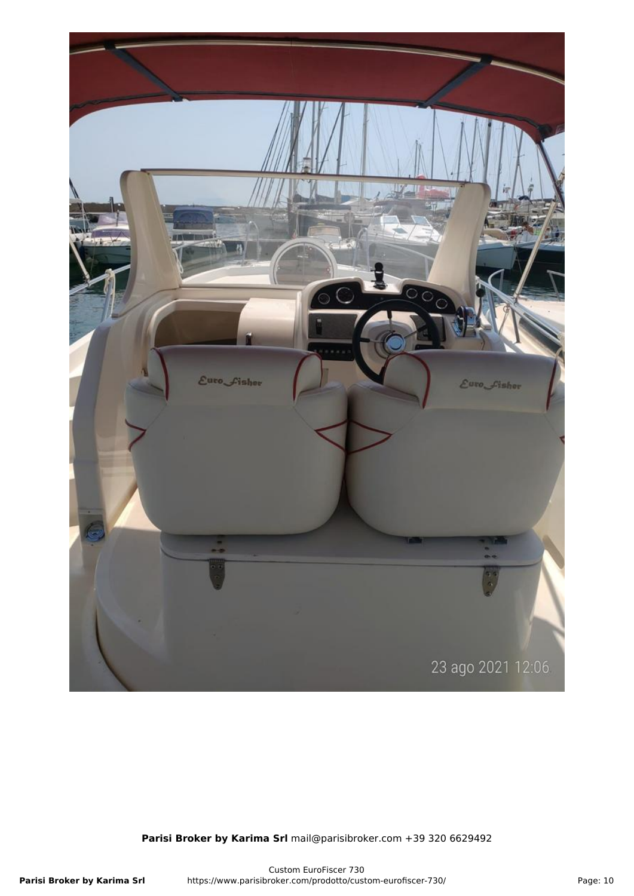**Parisi Broker by Karima Srl** mail@parisibroker.com +39 320 6629492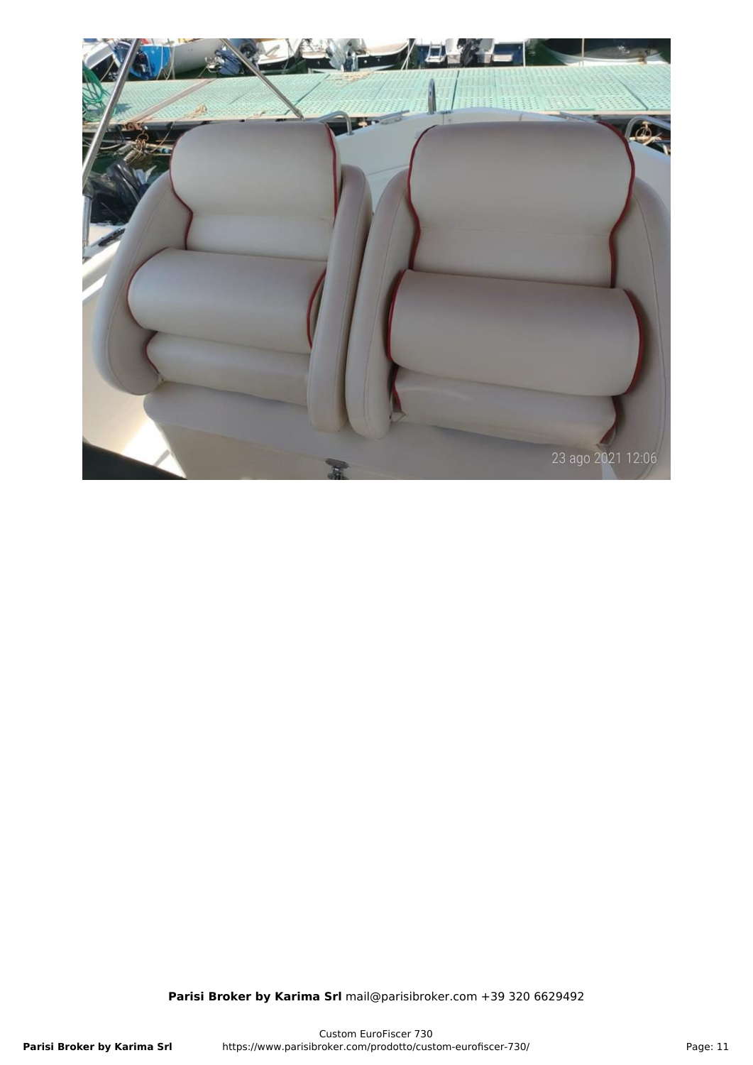**Parisi Broker by Karima Srl** mail@parisibroker.com +39 320 6629492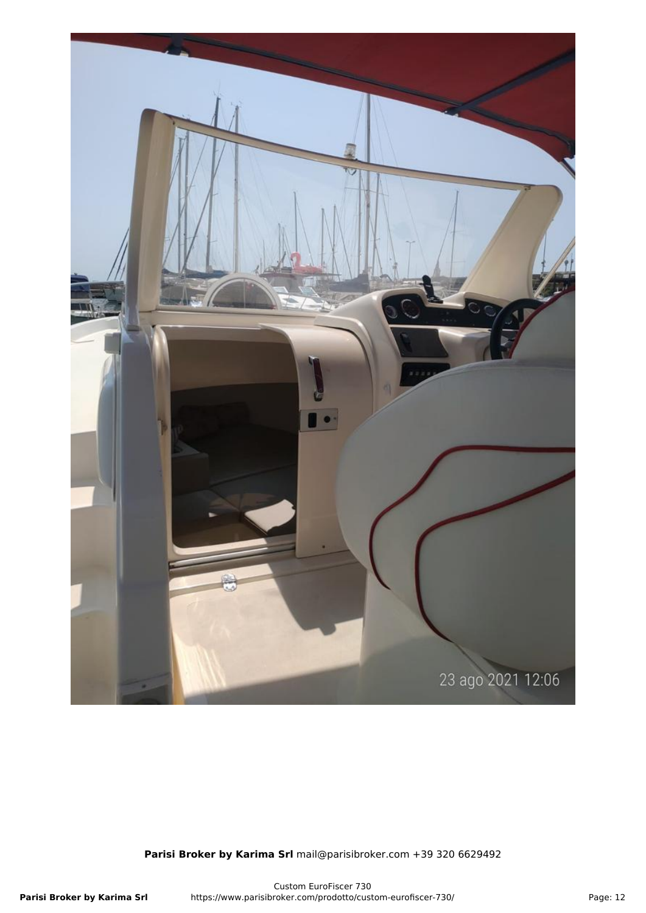**Parisi Broker by Karima Srl** mail@parisibroker.com +39 320 6629492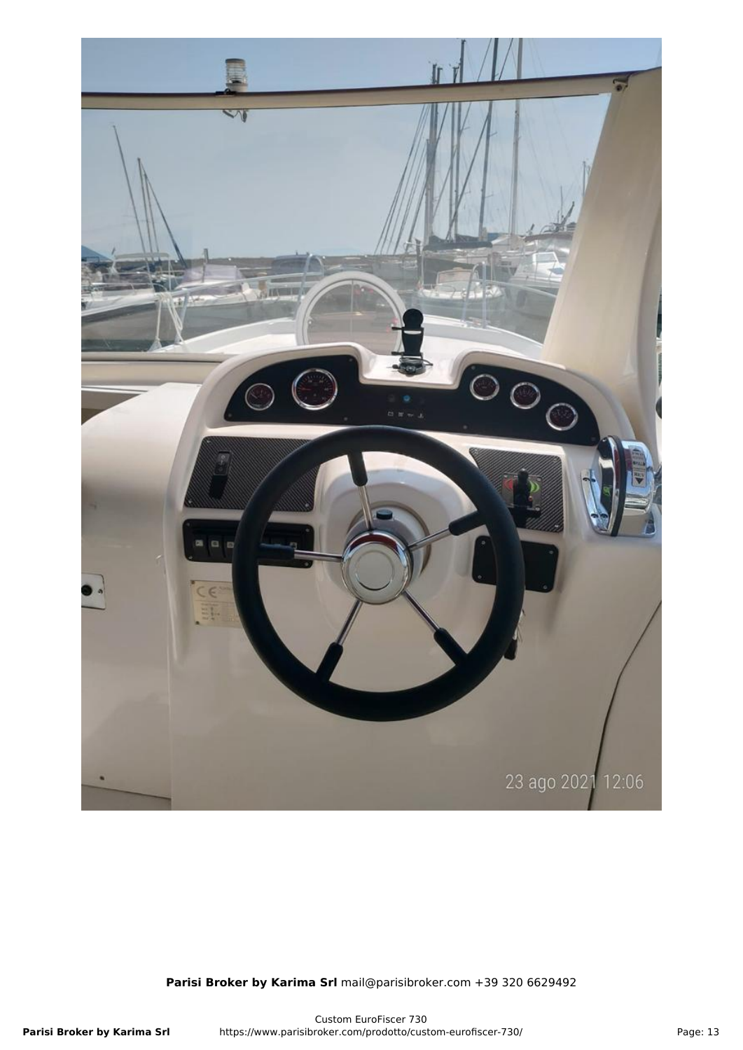**Parisi Broker by Karima Srl** mail@parisibroker.com +39 320 6629492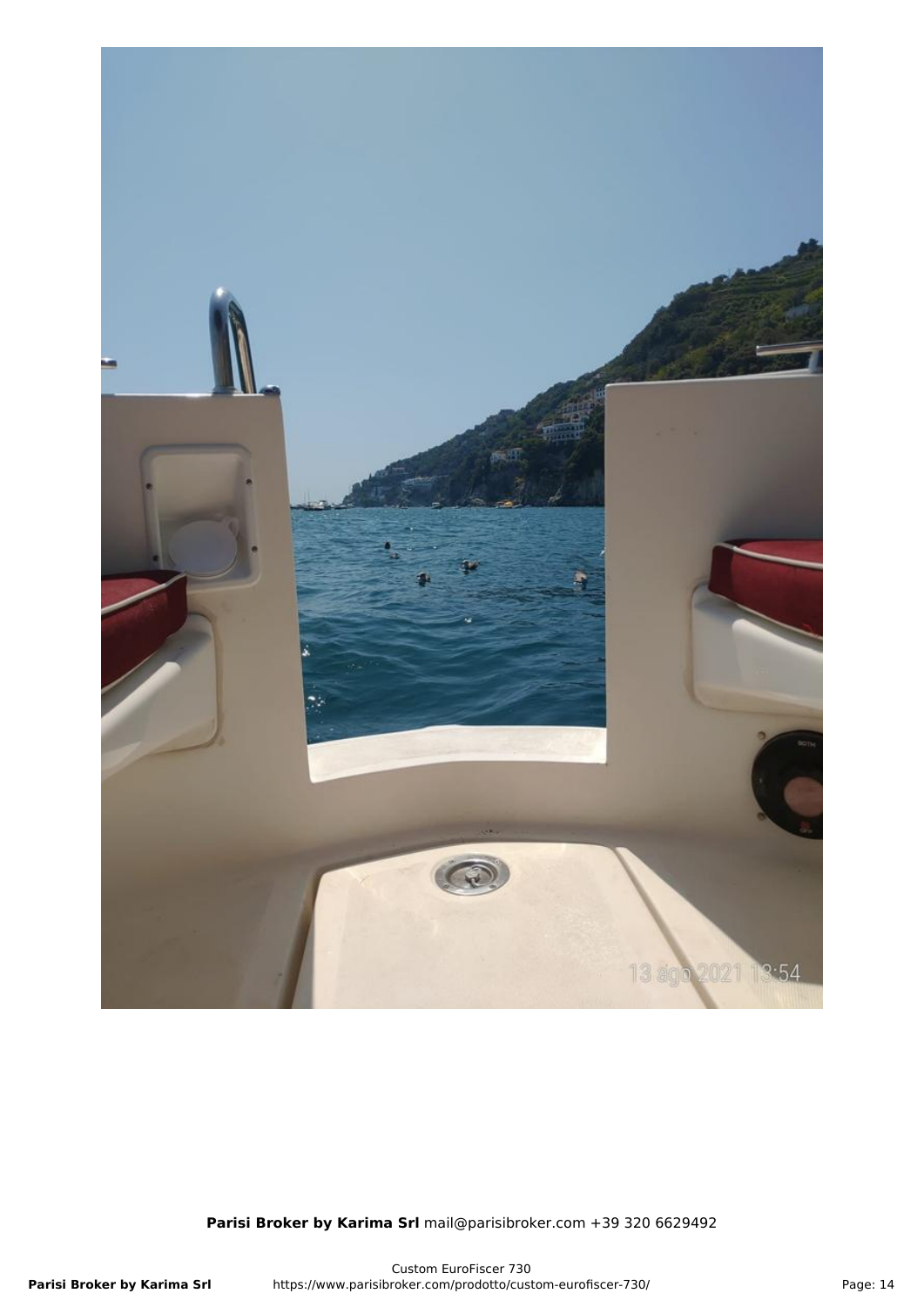**Parisi Broker by Karima Srl** mail@parisibroker.com +39 320 6629492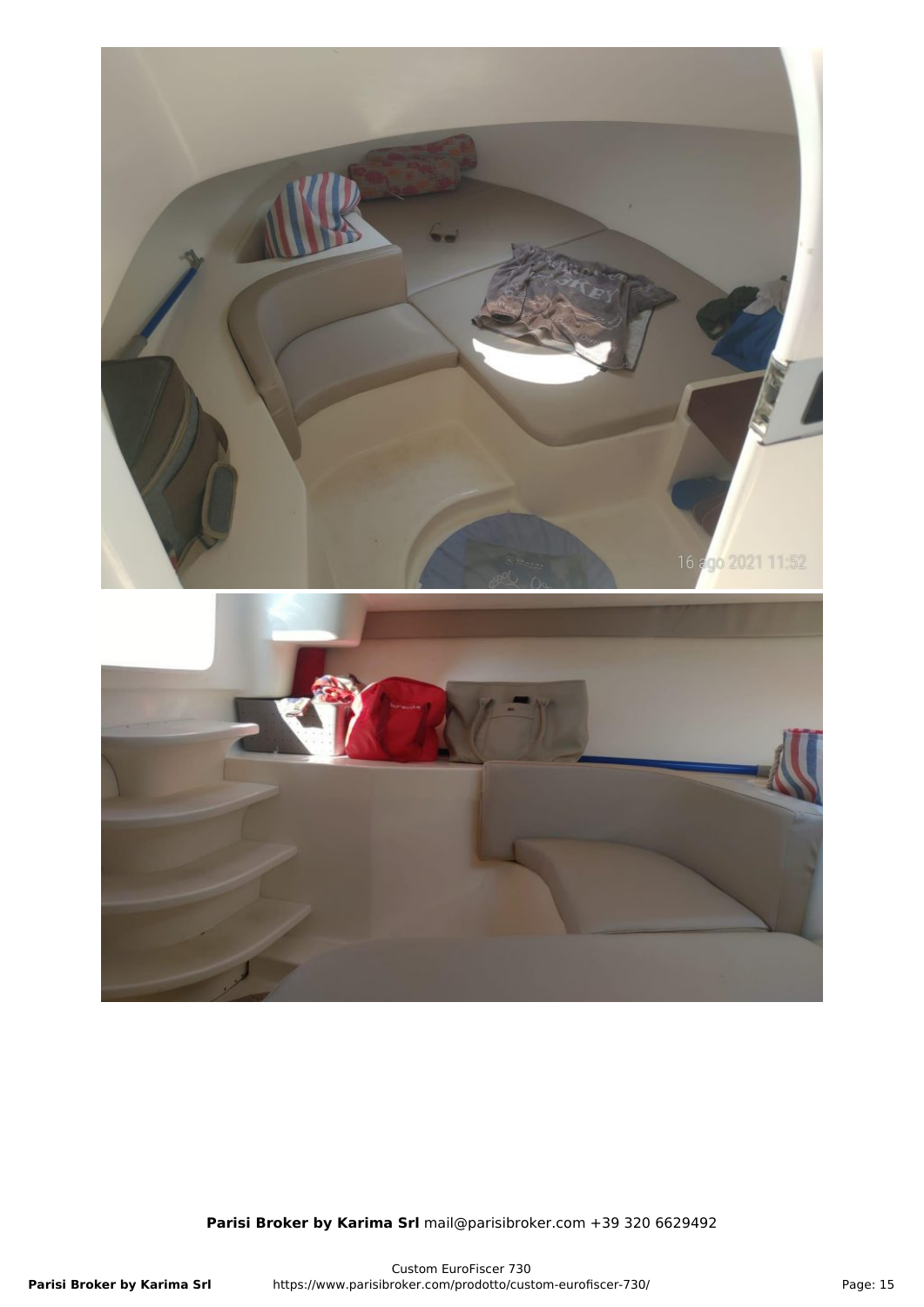**Parisi Broker by Karima Srl** mail@parisibroker.com +39 320 6629492